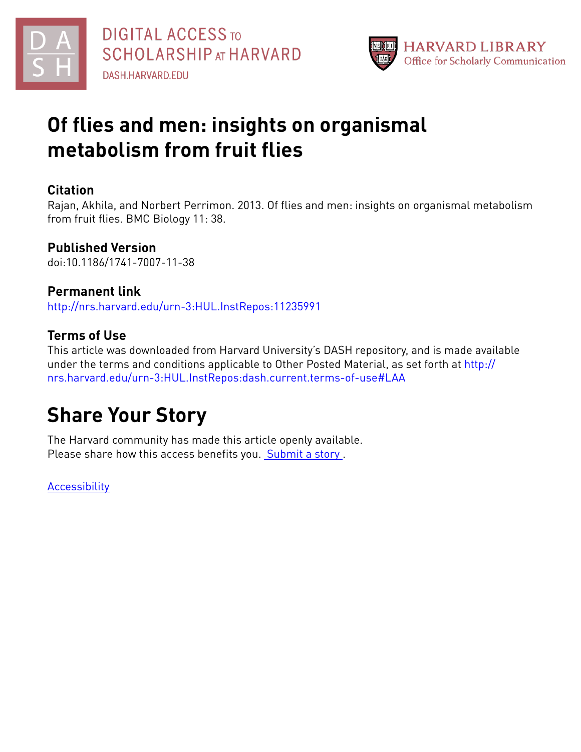# Of flies and men: insights on organismal metabolism from fruit flies

## Citation

Rajan, Akhila, and Norbert Perrimon. 2013. Of flies and men: insights on organismal metabolism from fruit flies. BMC Biology 11: 38.

## Published Version

doi:10.1186/1741-7007-11-38

## Permanent link

http://nrs.harvard.edu/urn-3:HUL.InstRepos:11235991

## Terms of Use

This article was downloaded from Harvard University's DASH repository, and is made available under the terms and conditions applicable to Other Posted Material, as set forth at http://nrs.harvard.edu/urn-3:HUL.InstRepos:dash.current.terms-of-use#LAA

# Share Your Story

The Harvard community has made this article openly available.
Please share how this access benefits you. Submit a story .

Accessibility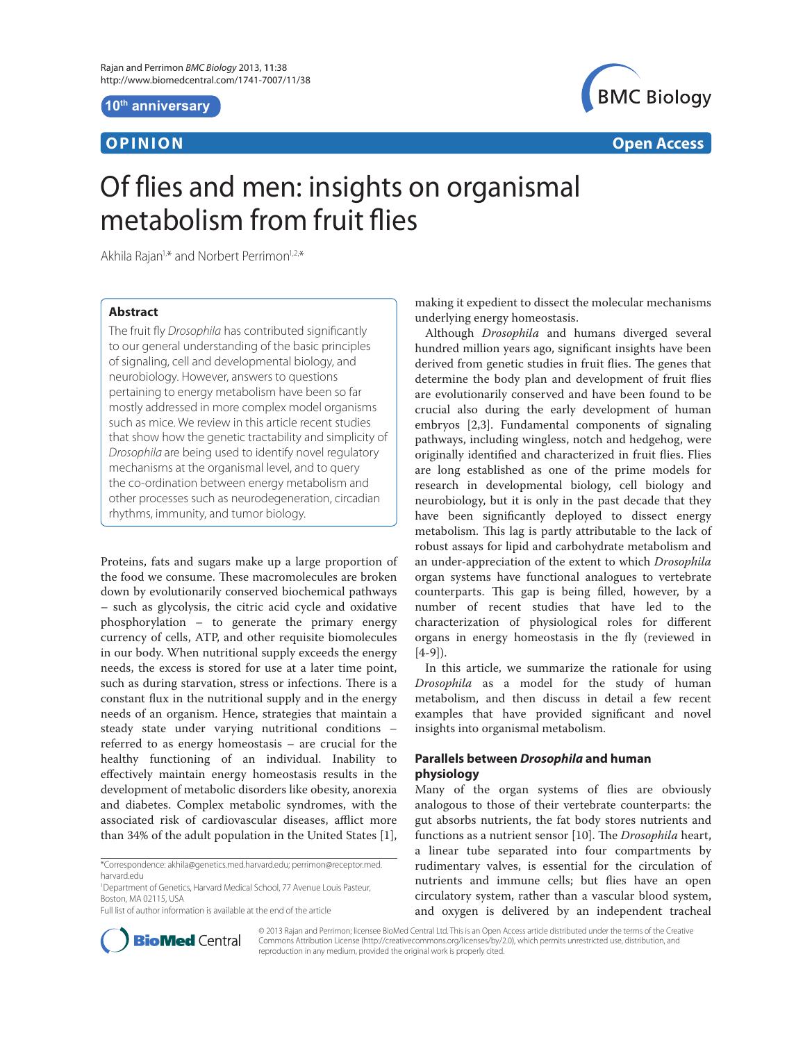# Of flies and men: insights on organismal metabolism from fruit flies

Akhila Rajan[1,*] and Norbert Perrimon[1,2,*]

## Abstract

The fruit fly *Drosophila* has contributed significantly to our general understanding of the basic principles of signaling, cell and developmental biology, and neurobiology. However, answers to questions pertaining to energy metabolism have been so far mostly addressed in more complex model organisms such as mice. We review in this article recent studies that show how the genetic tractability and simplicity of *Drosophila* are being used to identify novel regulatory mechanisms at the organismal level, and to query the co-ordination between energy metabolism and other processes such as neurodegeneration, circadian rhythms, immunity, and tumor biology.

Proteins, fats and sugars make up a large proportion of the food we consume. These macromolecules are broken down by evolutionarily conserved biochemical pathways – such as glycolysis, the citric acid cycle and oxidative phosphorylation – to generate the primary energy currency of cells, ATP, and other requisite biomolecules in our body. When nutritional supply exceeds the energy needs, the excess is stored for use at a later time point, such as during starvation, stress or infections. There is a constant flux in the nutritional supply and in the energy needs of an organism. Hence, strategies that maintain a steady state under varying nutritional conditions – referred to as energy homeostasis – are crucial for the healthy functioning of an individual. Inability to effectively maintain energy homeostasis results in the development of metabolic disorders like obesity, anorexia and diabetes. Complex metabolic syndromes, with the associated risk of cardiovascular diseases, afflict more than 34% of the adult population in the United States [1], making it expedient to dissect the molecular mechanisms underlying energy homeostasis.

Although *Drosophila* and humans diverged several hundred million years ago, significant insights have been derived from genetic studies in fruit flies. The genes that determine the body plan and development of fruit flies are evolutionarily conserved and have been found to be crucial also during the early development of human embryos [2,3]. Fundamental components of signaling pathways, including wingless, notch and hedgehog, were originally identified and characterized in fruit flies. Flies are long established as one of the prime models for research in developmental biology, cell biology and neurobiology, but it is only in the past decade that they have been significantly deployed to dissect energy metabolism. This lag is partly attributable to the lack of robust assays for lipid and carbohydrate metabolism and an under-appreciation of the extent to which *Drosophila* organ systems have functional analogues to vertebrate counterparts. This gap is being filled, however, by a number of recent studies that have led to the characterization of physiological roles for different organs in energy homeostasis in the fly (reviewed in [4-9]).

In this article, we summarize the rationale for using *Drosophila* as a model for the study of human metabolism, and then discuss in detail a few recent examples that have provided significant and novel insights into organismal metabolism.

## Parallels between *Drosophila* and human physiology

Many of the organ systems of flies are obviously analogous to those of their vertebrate counterparts: the gut absorbs nutrients, the fat body stores nutrients and functions as a nutrient sensor [10]. The *Drosophila* heart, a linear tube separated into four compartments by rudimentary valves, is essential for the circulation of nutrients and immune cells; but flies have an open circulatory system, rather than a vascular blood system, and oxygen is delivered by an independent tracheal

*Correspondence: akhila@genetics.med.harvard.edu; perrimon@receptor.med.harvard.edu

[1]Department of Genetics, Harvard Medical School, 77 Avenue Louis Pasteur, Boston, MA 02115, USA

Full list of author information is available at the end of the article

© 2013 Rajan and Perrimon; licensee BioMed Central Ltd. This is an Open Access article distributed under the terms of the Creative Commons Attribution License (http://creativecommons.org/licenses/by/2.0), which permits unrestricted use, distribution, and reproduction in any medium, provided the original work is properly cited.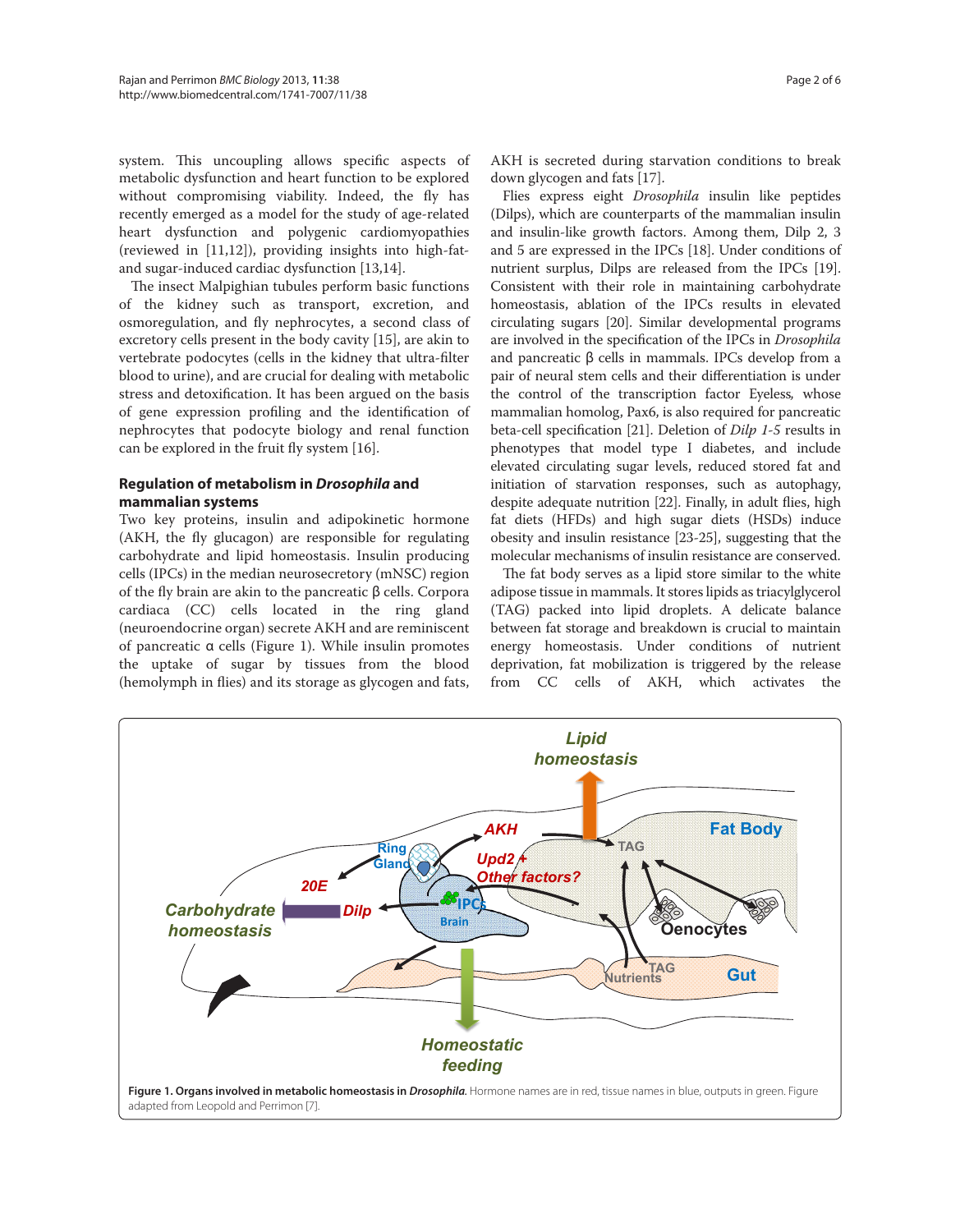system. This uncoupling allows specific aspects of metabolic dysfunction and heart function to be explored without compromising viability. Indeed, the fly has recently emerged as a model for the study of age-related heart dysfunction and polygenic cardiomyopathies (reviewed in [11,12]), providing insights into high-fat-and sugar-induced cardiac dysfunction [13,14].

The insect Malpighian tubules perform basic functions of the kidney such as transport, excretion, and osmoregulation, and fly nephrocytes, a second class of excretory cells present in the body cavity [15], are akin to vertebrate podocytes (cells in the kidney that ultra-filter blood to urine), and are crucial for dealing with metabolic stress and detoxification. It has been argued on the basis of gene expression profiling and the identification of nephrocytes that podocyte biology and renal function can be explored in the fruit fly system [16].

## Regulation of metabolism in *Drosophila* and mammalian systems

Two key proteins, insulin and adipokinetic hormone (AKH, the fly glucagon) are responsible for regulating carbohydrate and lipid homeostasis. Insulin producing cells (IPCs) in the median neurosecretory (mNSC) region of the fly brain are akin to the pancreatic β cells. Corpora cardiaca (CC) cells located in the ring gland (neuroendocrine organ) secrete AKH and are reminiscent of pancreatic α cells (Figure 1). While insulin promotes the uptake of sugar by tissues from the blood (hemolymph in flies) and its storage as glycogen and fats, AKH is secreted during starvation conditions to break down glycogen and fats [17].

Flies express eight *Drosophila* insulin like peptides (Dilps), which are counterparts of the mammalian insulin and insulin-like growth factors. Among them, Dilp 2, 3 and 5 are expressed in the IPCs [18]. Under conditions of nutrient surplus, Dilps are released from the IPCs [19]. Consistent with their role in maintaining carbohydrate homeostasis, ablation of the IPCs results in elevated circulating sugars [20]. Similar developmental programs are involved in the specification of the IPCs in *Drosophila* and pancreatic β cells in mammals. IPCs develop from a pair of neural stem cells and their differentiation is under the control of the transcription factor Eyeless, whose mammalian homolog, Pax6, is also required for pancreatic beta-cell specification [21]. Deletion of *Dilp 1-5* results in phenotypes that model type I diabetes, and include elevated circulating sugar levels, reduced stored fat and initiation of starvation responses, such as autophagy, despite adequate nutrition [22]. Finally, in adult flies, high fat diets (HFDs) and high sugar diets (HSDs) induce obesity and insulin resistance [23-25], suggesting that the molecular mechanisms of insulin resistance are conserved.

The fat body serves as a lipid store similar to the white adipose tissue in mammals. It stores lipids as triacylglycerol (TAG) packed into lipid droplets. A delicate balance between fat storage and breakdown is crucial to maintain energy homeostasis. Under conditions of nutrient deprivation, fat mobilization is triggered by the release from CC cells of AKH, which activates the

**Figure 1. Organs involved in metabolic homeostasis in *Drosophila*.** Hormone names are in red, tissue names in blue, outputs in green. Figure adapted from Leopold and Perrimon [7].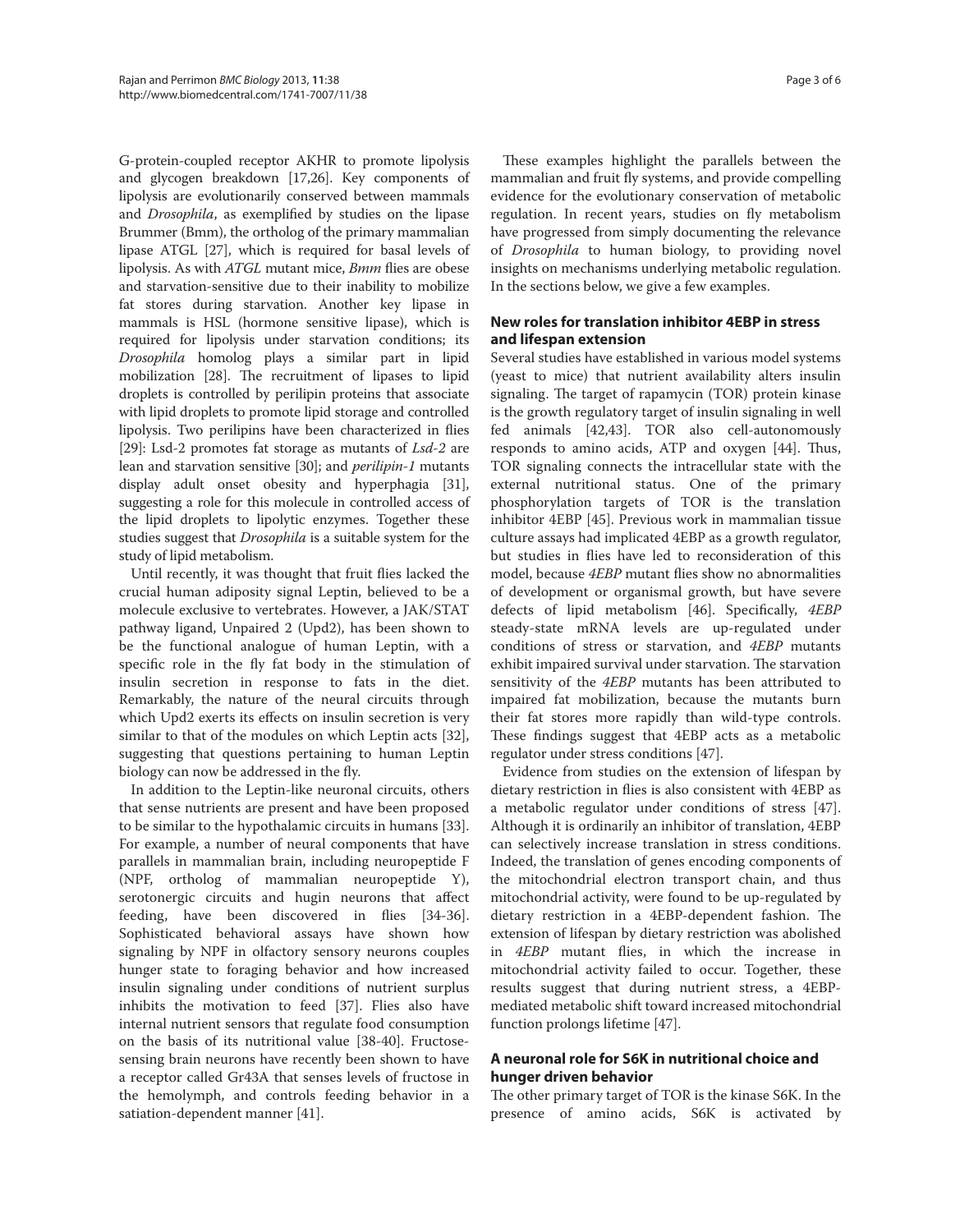G-protein-coupled receptor AKHR to promote lipolysis and glycogen breakdown [17,26]. Key components of lipolysis are evolutionarily conserved between mammals and *Drosophila*, as exemplified by studies on the lipase Brummer (Bmm), the ortholog of the primary mammalian lipase ATGL [27], which is required for basal levels of lipolysis. As with *ATGL* mutant mice, *Bmm* flies are obese and starvation-sensitive due to their inability to mobilize fat stores during starvation. Another key lipase in mammals is HSL (hormone sensitive lipase), which is required for lipolysis under starvation conditions; its *Drosophila* homolog plays a similar part in lipid mobilization [28]. The recruitment of lipases to lipid droplets is controlled by perilipin proteins that associate with lipid droplets to promote lipid storage and controlled lipolysis. Two perilipins have been characterized in flies [29]: Lsd-2 promotes fat storage as mutants of *Lsd-2* are lean and starvation sensitive [30]; and *perilipin-1* mutants display adult onset obesity and hyperphagia [31], suggesting a role for this molecule in controlled access of the lipid droplets to lipolytic enzymes. Together these studies suggest that *Drosophila* is a suitable system for the study of lipid metabolism.

Until recently, it was thought that fruit flies lacked the crucial human adiposity signal Leptin, believed to be a molecule exclusive to vertebrates. However, a JAK/STAT pathway ligand, Unpaired 2 (Upd2), has been shown to be the functional analogue of human Leptin, with a specific role in the fly fat body in the stimulation of insulin secretion in response to fats in the diet. Remarkably, the nature of the neural circuits through which Upd2 exerts its effects on insulin secretion is very similar to that of the modules on which Leptin acts [32], suggesting that questions pertaining to human Leptin biology can now be addressed in the fly.

In addition to the Leptin-like neuronal circuits, others that sense nutrients are present and have been proposed to be similar to the hypothalamic circuits in humans [33]. For example, a number of neural components that have parallels in mammalian brain, including neuropeptide F (NPF, ortholog of mammalian neuropeptide Y), serotonergic circuits and hugin neurons that affect feeding, have been discovered in flies [34-36]. Sophisticated behavioral assays have shown how signaling by NPF in olfactory sensory neurons couples hunger state to foraging behavior and how increased insulin signaling under conditions of nutrient surplus inhibits the motivation to feed [37]. Flies also have internal nutrient sensors that regulate food consumption on the basis of its nutritional value [38-40]. Fructose-sensing brain neurons have recently been shown to have a receptor called Gr43A that senses levels of fructose in the hemolymph, and controls feeding behavior in a satiation-dependent manner [41].

These examples highlight the parallels between the mammalian and fruit fly systems, and provide compelling evidence for the evolutionary conservation of metabolic regulation. In recent years, studies on fly metabolism have progressed from simply documenting the relevance of *Drosophila* to human biology, to providing novel insights on mechanisms underlying metabolic regulation. In the sections below, we give a few examples.

## New roles for translation inhibitor 4EBP in stress and lifespan extension

Several studies have established in various model systems (yeast to mice) that nutrient availability alters insulin signaling. The target of rapamycin (TOR) protein kinase is the growth regulatory target of insulin signaling in well fed animals [42,43]. TOR also cell-autonomously responds to amino acids, ATP and oxygen [44]. Thus, TOR signaling connects the intracellular state with the external nutritional status. One of the primary phosphorylation targets of TOR is the translation inhibitor 4EBP [45]. Previous work in mammalian tissue culture assays had implicated 4EBP as a growth regulator, but studies in flies have led to reconsideration of this model, because *4EBP* mutant flies show no abnormalities of development or organismal growth, but have severe defects of lipid metabolism [46]. Specifically, *4EBP* steady-state mRNA levels are up-regulated under conditions of stress or starvation, and *4EBP* mutants exhibit impaired survival under starvation. The starvation sensitivity of the *4EBP* mutants has been attributed to impaired fat mobilization, because the mutants burn their fat stores more rapidly than wild-type controls. These findings suggest that 4EBP acts as a metabolic regulator under stress conditions [47].

Evidence from studies on the extension of lifespan by dietary restriction in flies is also consistent with 4EBP as a metabolic regulator under conditions of stress [47]. Although it is ordinarily an inhibitor of translation, 4EBP can selectively increase translation in stress conditions. Indeed, the translation of genes encoding components of the mitochondrial electron transport chain, and thus mitochondrial activity, were found to be up-regulated by dietary restriction in a 4EBP-dependent fashion. The extension of lifespan by dietary restriction was abolished in *4EBP* mutant flies, in which the increase in mitochondrial activity failed to occur. Together, these results suggest that during nutrient stress, a 4EBP-mediated metabolic shift toward increased mitochondrial function prolongs lifetime [47].

## A neuronal role for S6K in nutritional choice and hunger driven behavior

The other primary target of TOR is the kinase S6K. In the presence of amino acids, S6K is activated by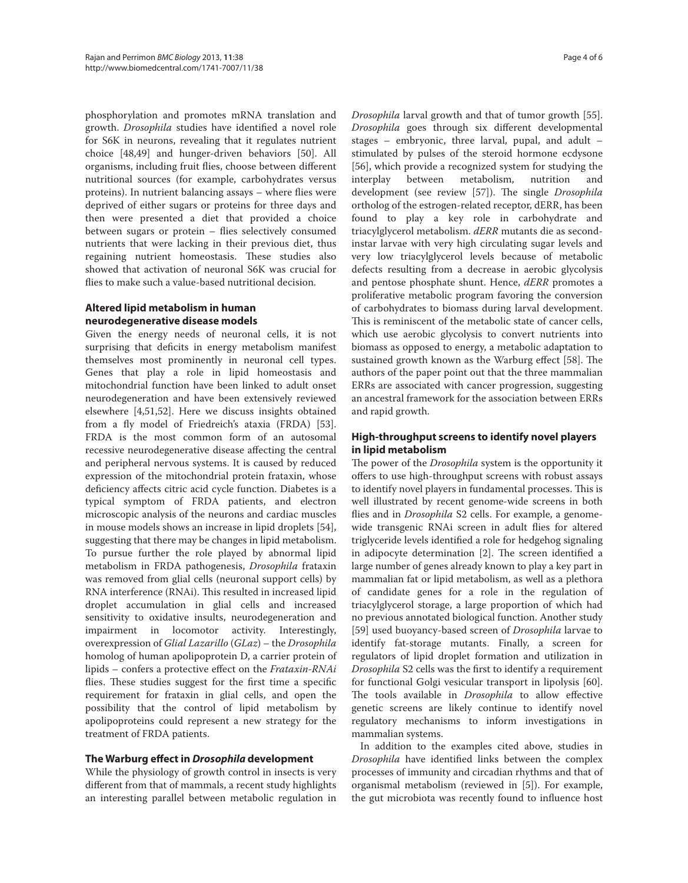phosphorylation and promotes mRNA translation and growth. *Drosophila* studies have identified a novel role for S6K in neurons, revealing that it regulates nutrient choice [48,49] and hunger-driven behaviors [50]. All organisms, including fruit flies, choose between different nutritional sources (for example, carbohydrates versus proteins). In nutrient balancing assays – where flies were deprived of either sugars or proteins for three days and then were presented a diet that provided a choice between sugars or protein – flies selectively consumed nutrients that were lacking in their previous diet, thus regaining nutrient homeostasis. These studies also showed that activation of neuronal S6K was crucial for flies to make such a value-based nutritional decision.

### Altered lipid metabolism in human neurodegenerative disease models

Given the energy needs of neuronal cells, it is not surprising that deficits in energy metabolism manifest themselves most prominently in neuronal cell types. Genes that play a role in lipid homeostasis and mitochondrial function have been linked to adult onset neurodegeneration and have been extensively reviewed elsewhere [4,51,52]. Here we discuss insights obtained from a fly model of Friedreich's ataxia (FRDA) [53]. FRDA is the most common form of an autosomal recessive neurodegenerative disease affecting the central and peripheral nervous systems. It is caused by reduced expression of the mitochondrial protein frataxin, whose deficiency affects citric acid cycle function. Diabetes is a typical symptom of FRDA patients, and electron microscopic analysis of the neurons and cardiac muscles in mouse models shows an increase in lipid droplets [54], suggesting that there may be changes in lipid metabolism. To pursue further the role played by abnormal lipid metabolism in FRDA pathogenesis, *Drosophila* frataxin was removed from glial cells (neuronal support cells) by RNA interference (RNAi). This resulted in increased lipid droplet accumulation in glial cells and increased sensitivity to oxidative insults, neurodegeneration and impairment in locomotor activity. Interestingly, overexpression of *Glial Lazarillo* (*GLaz*) – the *Drosophila* homolog of human apolipoprotein D, a carrier protein of lipids – confers a protective effect on the *Frataxin-RNAi* flies. These studies suggest for the first time a specific requirement for frataxin in glial cells, and open the possibility that the control of lipid metabolism by apolipoproteins could represent a new strategy for the treatment of FRDA patients.

### The Warburg effect in *Drosophila* development

While the physiology of growth control in insects is very different from that of mammals, a recent study highlights an interesting parallel between metabolic regulation in *Drosophila* larval growth and that of tumor growth [55]. *Drosophila* goes through six different developmental stages – embryonic, three larval, pupal, and adult – stimulated by pulses of the steroid hormone ecdysone [56], which provide a recognized system for studying the interplay between metabolism, nutrition and development (see review [57]). The single *Drosophila* ortholog of the estrogen-related receptor, dERR, has been found to play a key role in carbohydrate and triacylglycerol metabolism. *dERR* mutants die as second-instar larvae with very high circulating sugar levels and very low triacylglycerol levels because of metabolic defects resulting from a decrease in aerobic glycolysis and pentose phosphate shunt. Hence, *dERR* promotes a proliferative metabolic program favoring the conversion of carbohydrates to biomass during larval development. This is reminiscent of the metabolic state of cancer cells, which use aerobic glycolysis to convert nutrients into biomass as opposed to energy, a metabolic adaptation to sustained growth known as the Warburg effect [58]. The authors of the paper point out that the three mammalian ERRs are associated with cancer progression, suggesting an ancestral framework for the association between ERRs and rapid growth.

### High-throughput screens to identify novel players in lipid metabolism

The power of the *Drosophila* system is the opportunity it offers to use high-throughput screens with robust assays to identify novel players in fundamental processes. This is well illustrated by recent genome-wide screens in both flies and in *Drosophila* S2 cells. For example, a genome-wide transgenic RNAi screen in adult flies for altered triglyceride levels identified a role for hedgehog signaling in adipocyte determination [2]. The screen identified a large number of genes already known to play a key part in mammalian fat or lipid metabolism, as well as a plethora of candidate genes for a role in the regulation of triacylglycerol storage, a large proportion of which had no previous annotated biological function. Another study [59] used buoyancy-based screen of *Drosophila* larvae to identify fat-storage mutants. Finally, a screen for regulators of lipid droplet formation and utilization in *Drosophila* S2 cells was the first to identify a requirement for functional Golgi vesicular transport in lipolysis [60]. The tools available in *Drosophila* to allow effective genetic screens are likely continue to identify novel regulatory mechanisms to inform investigations in mammalian systems.

In addition to the examples cited above, studies in *Drosophila* have identified links between the complex processes of immunity and circadian rhythms and that of organismal metabolism (reviewed in [5]). For example, the gut microbiota was recently found to influence host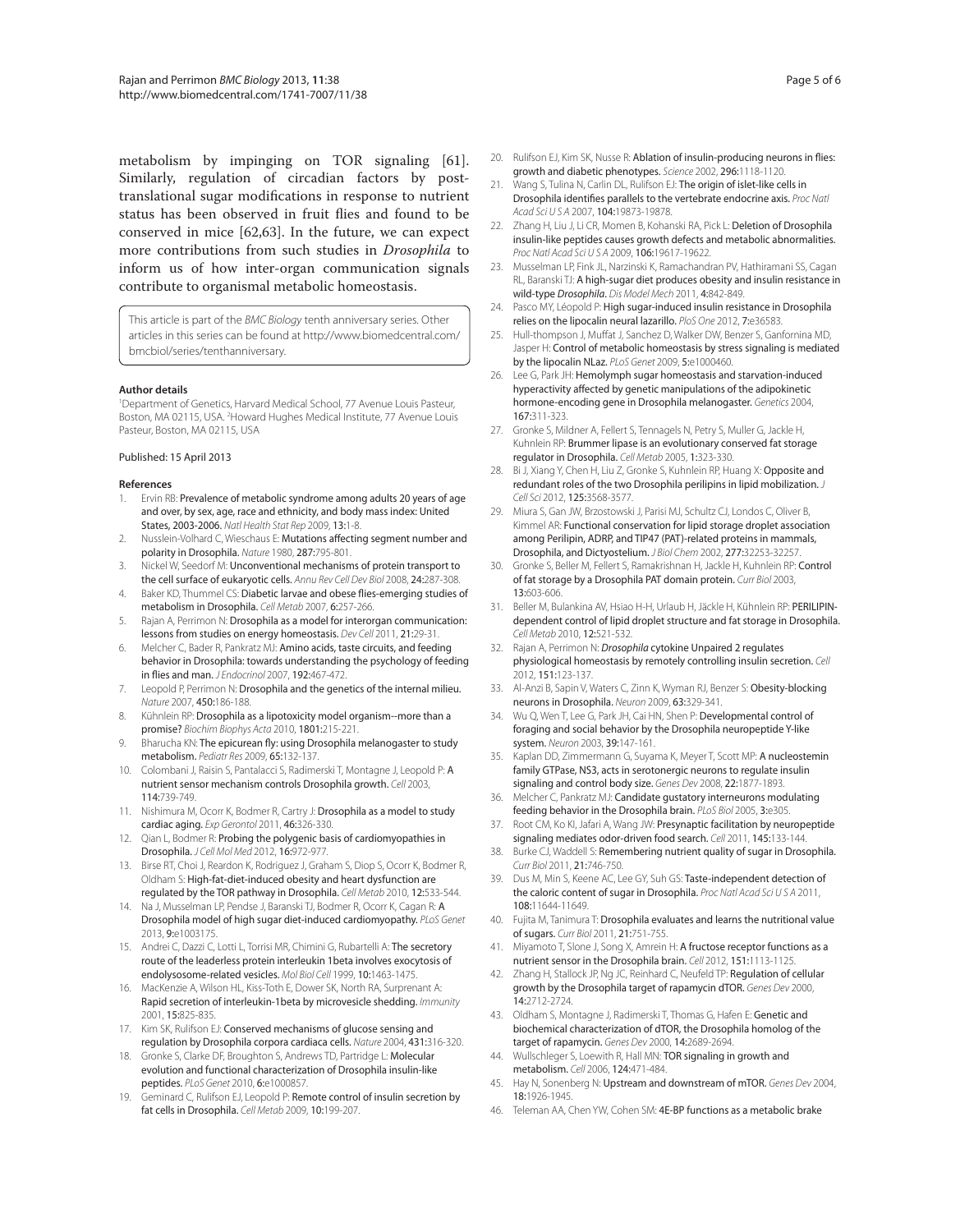metabolism by impinging on TOR signaling [61]. Similarly, regulation of circadian factors by post-translational sugar modifications in response to nutrient status has been observed in fruit flies and found to be conserved in mice [62,63]. In the future, we can expect more contributions from such studies in *Drosophila* to inform us of how inter-organ communication signals contribute to organismal metabolic homeostasis.

This article is part of the *BMC Biology* tenth anniversary series. Other articles in this series can be found at http://www.biomedcentral.com/bmcbiol/series/tenthanniversary.

#### Author details

[1]Department of Genetics, Harvard Medical School, 77 Avenue Louis Pasteur, Boston, MA 02115, USA. [2]Howard Hughes Medical Institute, 77 Avenue Louis Pasteur, Boston, MA 02115, USA

Published: 15 April 2013

#### References

1. Ervin RB: **Prevalence of metabolic syndrome among adults 20 years of age and over, by sex, age, race and ethnicity, and body mass index: United States, 2003-2006.** *Natl Health Stat Rep* 2009, **13**:1-8.
2. Nusslein-Volhard C, Wieschaus E: **Mutations affecting segment number and polarity in Drosophila.** *Nature* 1980, **287**:795-801.
3. Nickel W, Seedorf M: **Unconventional mechanisms of protein transport to the cell surface of eukaryotic cells.** *Annu Rev Cell Dev Biol* 2008, **24**:287-308.
4. Baker KD, Thummel CS: **Diabetic larvae and obese flies-emerging studies of metabolism in Drosophila.** *Cell Metab* 2007, **6**:257-266.
5. Rajan A, Perrimon N: **Drosophila as a model for interorgan communication: lessons from studies on energy homeostasis.** *Dev Cell* 2011, **21**:29-31.
6. Melcher C, Bader R, Pankratz MJ: **Amino acids, taste circuits, and feeding behavior in Drosophila: towards understanding the psychology of feeding in flies and man.** *J Endocrinol* 2007, **192**:467-472.
7. Leopold P, Perrimon N: **Drosophila and the genetics of the internal milieu.** *Nature* 2007, **450**:186-188.
8. Kühnlein RP: **Drosophila as a lipotoxicity model organism--more than a promise?** *Biochim Biophys Acta* 2010, **1801**:215-221.
9. Bharucha KN: **The epicurean fly: using Drosophila melanogaster to study metabolism.** *Pediatr Res* 2009, **65**:132-137.
10. Colombani J, Raisin S, Pantalacci S, Radimerski T, Montagne J, Leopold P: **A nutrient sensor mechanism controls Drosophila growth.** *Cell* 2003, **114**:739-749.
11. Nishimura M, Ocorr K, Bodmer R, Cartry J: **Drosophila as a model to study cardiac aging.** *Exp Gerontol* 2011, **46**:326-330.
12. Qian L, Bodmer R: **Probing the polygenic basis of cardiomyopathies in Drosophila.** *J Cell Mol Med* 2012, **16**:972-977.
13. Birse RT, Choi J, Reardon K, Rodriguez J, Graham S, Diop S, Ocorr K, Bodmer R, Oldham S: **High-fat-diet-induced obesity and heart dysfunction are regulated by the TOR pathway in Drosophila.** *Cell Metab* 2010, **12**:533-544.
14. Na J, Musselman LP, Pendse J, Baranski TJ, Bodmer R, Ocorr K, Cagan R: **A Drosophila model of high sugar diet-induced cardiomyopathy.** *PLoS Genet* 2013, **9**:e1003175.
15. Andrei C, Dazzi C, Lotti L, Torrisi MR, Chimini G, Rubartelli A: **The secretory route of the leaderless protein interleukin 1beta involves exocytosis of endolysosome-related vesicles.** *Mol Biol Cell* 1999, **10**:1463-1475.
16. MacKenzie A, Wilson HL, Kiss-Toth E, Dower SK, North RA, Surprenant A: **Rapid secretion of interleukin-1beta by microvesicle shedding.** *Immunity* 2001, **15**:825-835.
17. Kim SK, Rulifson EJ: **Conserved mechanisms of glucose sensing and regulation by Drosophila corpora cardiaca cells.** *Nature* 2004, **431**:316-320.
18. Gronke S, Clarke DF, Broughton S, Andrews TD, Partridge L: **Molecular evolution and functional characterization of Drosophila insulin-like peptides.** *PLoS Genet* 2010, **6**:e1000857.
19. Geminard C, Rulifson EJ, Leopold P: **Remote control of insulin secretion by fat cells in Drosophila.** *Cell Metab* 2009, **10**:199-207.
20. Rulifson EJ, Kim SK, Nusse R: **Ablation of insulin-producing neurons in flies: growth and diabetic phenotypes.** *Science* 2002, **296**:1118-1120.
21. Wang S, Tulina N, Carlin DL, Rulifson EJ: **The origin of islet-like cells in Drosophila identifies parallels to the vertebrate endocrine axis.** *Proc Natl Acad Sci U S A* 2007, **104**:19873-19878.
22. Zhang H, Liu J, Li CR, Momen B, Kohanski RA, Pick L: **Deletion of Drosophila insulin-like peptides causes growth defects and metabolic abnormalities.** *Proc Natl Acad Sci U S A* 2009, **106**:19617-19622.
23. Musselman LP, Fink JL, Narzinski K, Ramachandran PV, Hathiramani SS, Cagan RL, Baranski TJ: **A high-sugar diet produces obesity and insulin resistance in wild-type *Drosophila*.** *Dis Model Mech* 2011, **4**:842-849.
24. Pasco MY, Léopold P: **High sugar-induced insulin resistance in Drosophila relies on the lipocalin neural lazarillo.** *PloS One* 2012, **7**:e36583.
25. Hull-thompson J, Muffat J, Sanchez D, Walker DW, Benzer S, Ganfornina MD, Jasper H: **Control of metabolic homeostasis by stress signaling is mediated by the lipocalin NLaz.** *PLoS Genet* 2009, **5**:e1000460.
26. Lee G, Park JH: **Hemolymph sugar homeostasis and starvation-induced hyperactivity affected by genetic manipulations of the adipokinetic hormone-encoding gene in Drosophila melanogaster.** *Genetics* 2004, **167**:311-323.
27. Gronke S, Mildner A, Fellert S, Tennagels N, Petry S, Muller G, Jackle H, Kuhnlein RP: **Brummer lipase is an evolutionary conserved fat storage regulator in Drosophila.** *Cell Metab* 2005, **1**:323-330.
28. Bi J, Xiang Y, Chen H, Liu Z, Gronke S, Kuhnlein RP, Huang X: **Opposite and redundant roles of the two Drosophila perilipins in lipid mobilization.** *J Cell Sci* 2012, **125**:3568-3577.
29. Miura S, Gan JW, Brzostowski J, Parisi MJ, Schultz CJ, Londos C, Oliver B, Kimmel AR: **Functional conservation for lipid storage droplet association among Perilipin, ADRP, and TIP47 (PAT)-related proteins in mammals, Drosophila, and Dictyostelium.** *J Biol Chem* 2002, **277**:32253-32257.
30. Gronke S, Beller M, Fellert S, Ramakrishnan H, Jackle H, Kuhnlein RP: **Control of fat storage by a Drosophila PAT domain protein.** *Curr Biol* 2003, **13**:603-606.
31. Beller M, Bulankina AV, Hsiao H-H, Urlaub H, Jäckle H, Kühnlein RP: **PERILIPIN-dependent control of lipid droplet structure and fat storage in Drosophila.** *Cell Metab* 2010, **12**:521-532.
32. Rajan A, Perrimon N: ***Drosophila* cytokine Unpaired 2 regulates physiological homeostasis by remotely controlling insulin secretion.** *Cell* 2012, **151**:123-137.
33. Al-Anzi B, Sapin V, Waters C, Zinn K, Wyman RJ, Benzer S: **Obesity-blocking neurons in Drosophila.** *Neuron* 2009, **63**:329-341.
34. Wu Q, Wen T, Lee G, Park JH, Cai HN, Shen P: **Developmental control of foraging and social behavior by the Drosophila neuropeptide Y-like system.** *Neuron* 2003, **39**:147-161.
35. Kaplan DD, Zimmermann G, Suyama K, Meyer T, Scott MP: **A nucleostemin family GTPase, NS3, acts in serotonergic neurons to regulate insulin signaling and control body size.** *Genes Dev* 2008, **22**:1877-1893.
36. Melcher C, Pankratz MJ: **Candidate gustatory interneurons modulating feeding behavior in the Drosophila brain.** *PLoS Biol* 2005, **3**:e305.
37. Root CM, Ko KI, Jafari A, Wang JW: **Presynaptic facilitation by neuropeptide signaling mediates odor-driven food search.** *Cell* 2011, **145**:133-144.
38. Burke CJ, Waddell S: **Remembering nutrient quality of sugar in Drosophila.** *Curr Biol* 2011, **21**:746-750.
39. Dus M, Min S, Keene AC, Lee GY, Suh GS: **Taste-independent detection of the caloric content of sugar in Drosophila.** *Proc Natl Acad Sci U S A* 2011, **108**:11644-11649.
40. Fujita M, Tanimura T: **Drosophila evaluates and learns the nutritional value of sugars.** *Curr Biol* 2011, **21**:751-755.
41. Miyamoto T, Slone J, Song X, Amrein H: **A fructose receptor functions as a nutrient sensor in the Drosophila brain.** *Cell* 2012, **151**:1113-1125.
42. Zhang H, Stallock JP, Ng JC, Reinhard C, Neufeld TP: **Regulation of cellular growth by the Drosophila target of rapamycin dTOR.** *Genes Dev* 2000, **14**:2712-2724.
43. Oldham S, Montagne J, Radimerski T, Thomas G, Hafen E: **Genetic and biochemical characterization of dTOR, the Drosophila homolog of the target of rapamycin.** *Genes Dev* 2000, **14**:2689-2694.
44. Wullschleger S, Loewith R, Hall MN: **TOR signaling in growth and metabolism.** *Cell* 2006, **124**:471-484.
45. Hay N, Sonenberg N: **Upstream and downstream of mTOR.** *Genes Dev* 2004, **18**:1926-1945.
46. Teleman AA, Chen YW, Cohen SM: **4E-BP functions as a metabolic brake**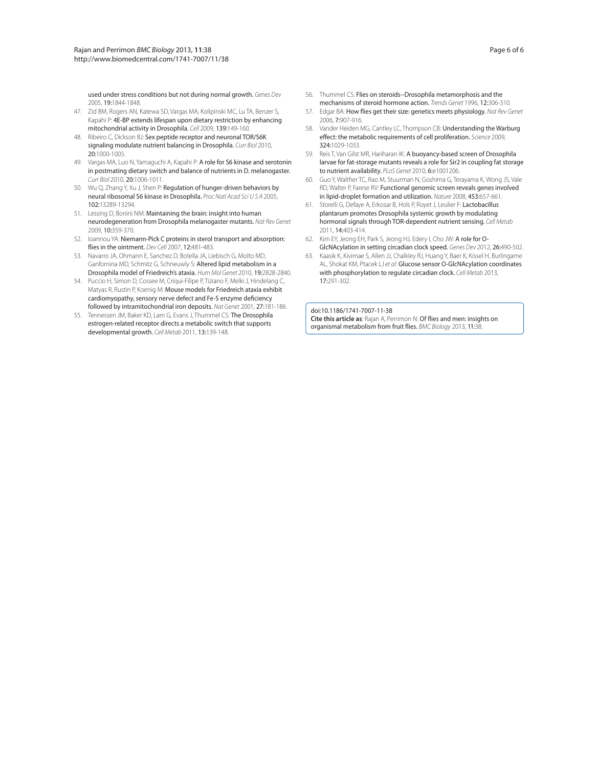used under stress conditions but not during normal growth. *Genes Dev* 2005, **19**:1844-1848.

47. Zid BM, Rogers AN, Katewa SD, Vargas MA, Kolipinski MC, Lu TA, Benzer S, Kapahi P: **4E-BP extends lifespan upon dietary restriction by enhancing mitochondrial activity in Drosophila.** *Cell* 2009, **139**:149-160.
48. Ribeiro C, Dickson BJ: **Sex peptide receptor and neuronal TOR/S6K signaling modulate nutrient balancing in Drosophila.** *Curr Biol* 2010, **20**:1000-1005.
49. Vargas MA, Luo N, Yamaguchi A, Kapahi P: **A role for S6 kinase and serotonin in postmating dietary switch and balance of nutrients in D. melanogaster.** *Curr Biol* 2010, **20**:1006-1011.
50. Wu Q, Zhang Y, Xu J, Shen P: **Regulation of hunger-driven behaviors by neural ribosomal S6 kinase in Drosophila.** *Proc Natl Acad Sci U S A* 2005, **102**:13289-13294.
51. Lessing D, Bonini NM: **Maintaining the brain: insight into human neurodegeneration from Drosophila melanogaster mutants.** *Nat Rev Genet* 2009, **10**:359-370.
52. Ioannou YA: **Niemann-Pick C proteins in sterol transport and absorption: flies in the ointment.** *Dev Cell* 2007, **12**:481-483.
53. Navarro JA, Ohmann E, Sanchez D, Botella JA, Liebisch G, Molto MD, Ganfornina MD, Schmitz G, Schneuwly S: **Altered lipid metabolism in a Drosophila model of Friedreich's ataxia.** *Hum Mol Genet* 2010, **19**:2828-2840.
54. Puccio H, Simon D, Cossee M, Criqui-Filipe P, Tiziano F, Melki J, Hindelang C, Matyas R, Rustin P, Koenig M: **Mouse models for Friedreich ataxia exhibit cardiomyopathy, sensory nerve defect and Fe-S enzyme deficiency followed by intramitochondrial iron deposits.** *Nat Genet* 2001, **27**:181-186.
55. Tennessen JM, Baker KD, Lam G, Evans J, Thummel CS: **The Drosophila estrogen-related receptor directs a metabolic switch that supports developmental growth.** *Cell Metab* 2011, **13**:139-148.
56. Thummel CS: **Flies on steroids--Drosophila metamorphosis and the mechanisms of steroid hormone action.** *Trends Genet* 1996, **12**:306-310.
57. Edgar BA: **How flies get their size: genetics meets physiology.** *Nat Rev Genet* 2006, **7**:907-916.
58. Vander Heiden MG, Cantley LC, Thompson CB: **Understanding the Warburg effect: the metabolic requirements of cell proliferation.** *Science* 2009, **324**:1029-1033.
59. Reis T, Van Gilst MR, Hariharan IK: **A buoyancy-based screen of Drosophila larvae for fat-storage mutants reveals a role for Sir2 in coupling fat storage to nutrient availability.** *PLoS Genet* 2010, **6**:e1001206.
60. Guo Y, Walther TC, Rao M, Stuurman N, Goshima G, Terayama K, Wong JS, Vale RD, Walter P, Farese RV: **Functional genomic screen reveals genes involved in lipid-droplet formation and utilization.** *Nature* 2008, **453**:657-661.
61. Storelli G, Defaye A, Erkosar B, Hols P, Royet J, Leulier F: **Lactobacillus plantarum promotes Drosophila systemic growth by modulating hormonal signals through TOR-dependent nutrient sensing.** *Cell Metab* 2011, **14**:403-414.
62. Kim EY, Jeong EH, Park S, Jeong HJ, Edery I, Cho JW: **A role for O-GlcNAcylation in setting circadian clock speed.** *Genes Dev* 2012, **26**:490-502.
63. Kaasik K, Kivimae S, Allen JJ, Chalkley RJ, Huang Y, Baer K, Kissel H, Burlingame AL, Shokat KM, Ptacek LJ *et al*: **Glucose sensor O-GlcNAcylation coordinates with phosphorylation to regulate circadian clock.** *Cell Metab* 2013, **17**:291-302.

doi:10.1186/1741-7007-11-38

**Cite this article as**: Rajan A, Perrimon N: Of flies and men: insights on organismal metabolism from fruit flies. *BMC Biology* 2013, **11**:38.